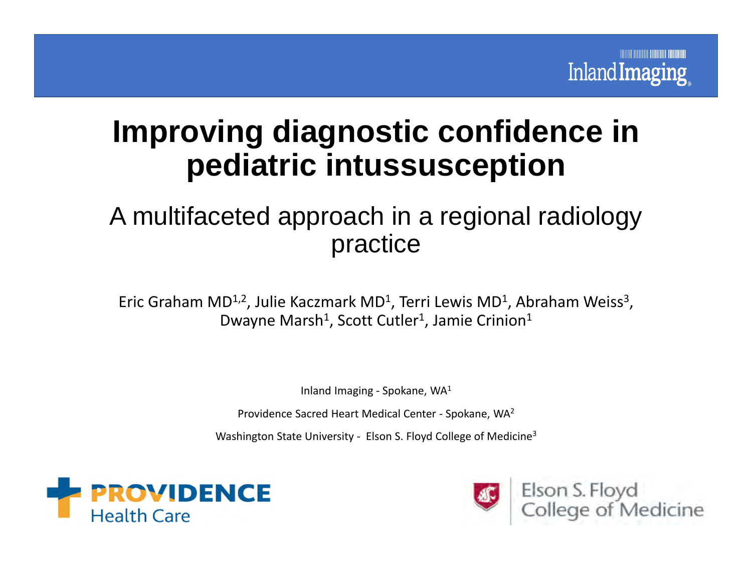Inland Imaging

# Improving diagnostic confidence in pediatric intussusception

## A multifaceted approach in a regional radiology practice

Eric Graham MD[1,2], Julie Kaczmark MD[1], Terri Lewis MD[1], Abraham Weiss[3], Dwayne Marsh[1], Scott Cutler[1], Jamie Crinion[1]

Inland Imaging - Spokane, WA[1]

Providence Sacred Heart Medical Center - Spokane, WA[2]

Washington State University - Elson S. Floyd College of Medicine[3]

PROVIDENCE Health Care

Elson S. Floyd College of Medicine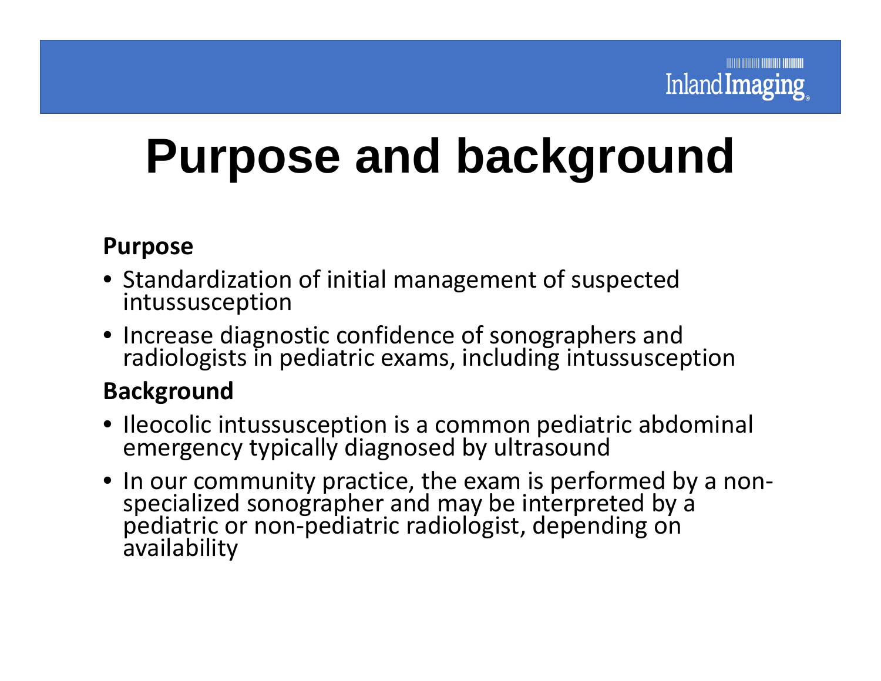# Purpose and background

**Purpose**

- Standardization of initial management of suspected intussusception
- Increase diagnostic confidence of sonographers and radiologists in pediatric exams, including intussusception

**Background**

- Ileocolic intussusception is a common pediatric abdominal emergency typically diagnosed by ultrasound
- In our community practice, the exam is performed by a non-specialized sonographer and may be interpreted by a pediatric or non-pediatric radiologist, depending on availability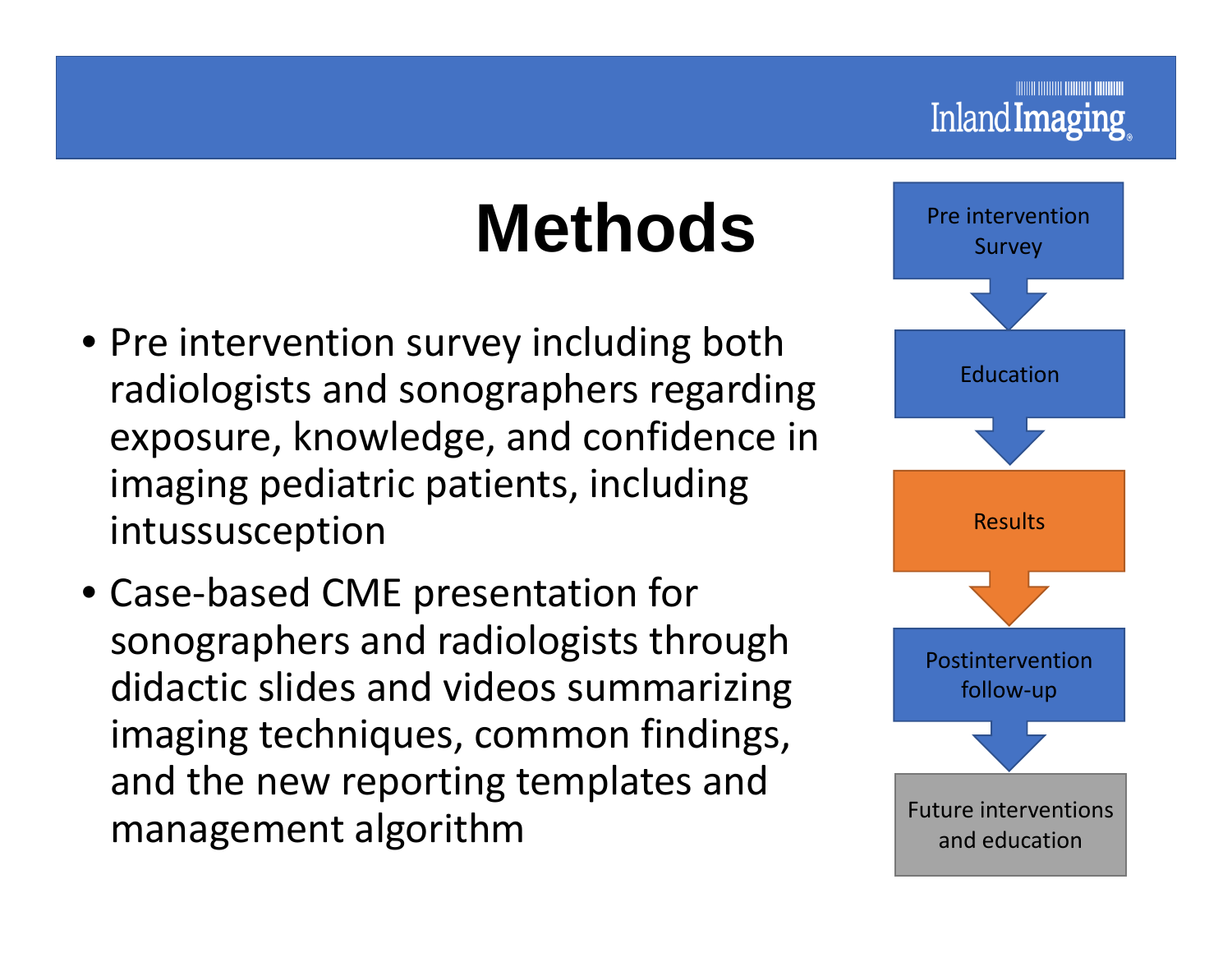# Methods

- Pre intervention survey including both radiologists and sonographers regarding exposure, knowledge, and confidence in imaging pediatric patients, including intussusception
- Case-based CME presentation for sonographers and radiologists through didactic slides and videos summarizing imaging techniques, common findings, and the new reporting templates and management algorithm

Pre intervention Survey

Education

Results

Postintervention follow-up

Future interventions and education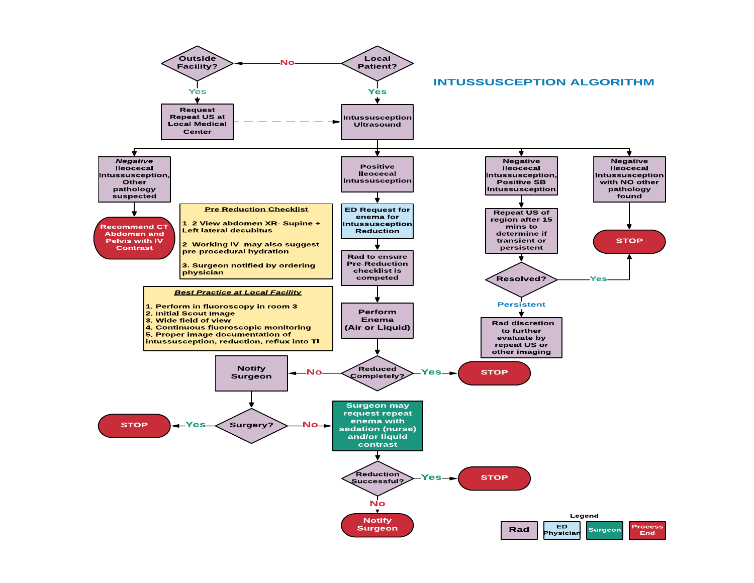# INTUSSUSCEPTION ALGORITHM

Local Patient?

No

Outside Facility?

Yes

Request Repeat US at Local Medical Center

Yes

Intussusception Ultrasound

*Negative* Ileocecal Intussusception, Other pathology suspected

Recommend CT Abdomen and Pelvis with IV Contrast

Positive Ileocecal Intussusception

ED Request for enema for Intussusception Reduction

Rad to ensure Pre-Reduction checklist is competed

Perform Enema (Air or Liquid)

Reduced Completely?

Yes

STOP

No

Notify Surgeon

Surgery?

Yes

STOP

No

Surgeon may request repeat enema with sedation (nurse) and/or liquid contrast

Reduction Successful?

Yes

STOP

No

Notify Surgeon

Negative Ileocecal Intussusception, Positive SB Intussusception

Repeat US of region after 15 mins to determine if transient or persistent

Resolved?

Yes

Persistent

Rad discretion to further evaluate by repeat US or other imaging

Negative Ileocecal Intussusception with NO other pathology found

STOP

**Pre Reduction Checklist**

1. 2 View abdomen XR- Supine + Left lateral decubitus

2. Working IV- may also suggest pre-procedural hydration

3. Surgeon notified by ordering physician

***Best Practice at Local Facility***

1. Perform in fluoroscopy in room 3
2. Initial Scout Image
3. Wide field of view
4. Continuous fluoroscopic monitoring
5. Proper image documentation of intussusception, reduction, reflux into TI

Legend

Rad

ED Physician

Surgeon

Process End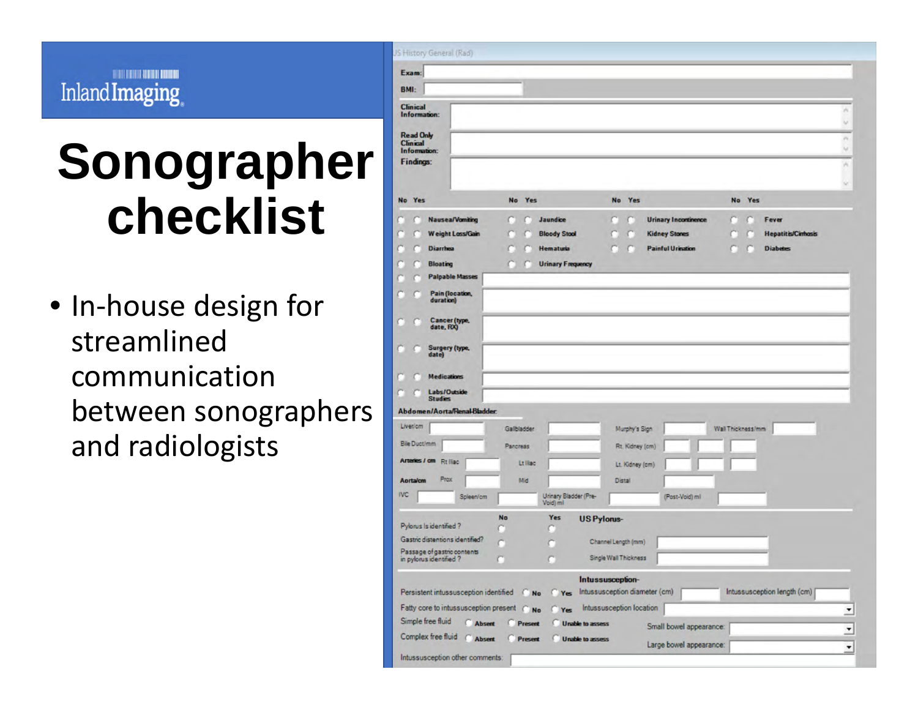Inland Imaging

# Sonographer checklist

- In-house design for streamlined communication between sonographers and radiologists

US History General (Rad)

Exam:

BMI:

Clinical Information:

Read Only Clinical Information:

Findings:

| No | Yes | | No | Yes | | No | Yes | | No | Yes | |
|---|---|---|---|---|---|---|---|---|---|---|---|
| | | Nausea/Vomiting | | | Jaundice | | | Urinary Incontinence | | | Fever |
| | | Weight Loss/Gain | | | Bloody Stool | | | Kidney Stones | | | Hepatitis/Cirrhosis |
| | | Diarrhea | | | Hematuria | | | Painful Urination | | | Diabetes |
| | | Bloating | | | Urinary Frequency | | | | | | |

Palpable Masses

Pain (location, duration)

Cancer (type, date, RX)

Surgery (type, date)

Medications

Labs/Outside Studies

Abdomen/Aorta/Renal-Bladder:

Liver/cm — Gallbladder — Murphy's Sign — Wall Thickness/mm

Bile Duct/mm — Pancreas — Rt. Kidney (cm)

Arteries / cm — Rt Iliac — Lt Iliac — Lt. Kidney (cm)

Aorta/cm — Prox — Mid — Distal

IVC — Spleen/cm — Urinary Bladder (Pre-Void) ml — (Post-Void) ml

US Pylorus-

| | No | Yes |
|---|---|---|
| Pylorus Is identified ? | | |
| Gastric distentions identified? | | |
| Passage of gastric contents in pylorus identified ? | | |

Channel Length (mm)

Single Wall Thickness

Intussusception-

Persistent intussusception identified — No — Yes — Intussusception diameter (cm) — Intussusception length (cm)

Fatty core to intussusception present — No — Yes — Intussusception location

Simple free fluid — Absent — Present — Unable to assess — Small bowel appearance:

Complex free fluid — Absent — Present — Unable to assess — Large bowel appearance:

Intussusception other comments: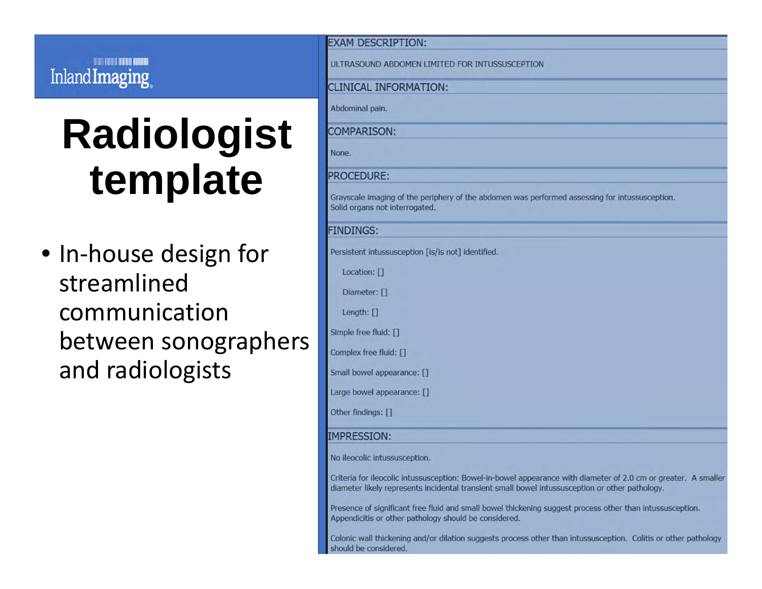Inland Imaging

# Radiologist template

- In-house design for streamlined communication between sonographers and radiologists

EXAM DESCRIPTION:

ULTRASOUND ABDOMEN LIMITED FOR INTUSSUSCEPTION

CLINICAL INFORMATION:

Abdominal pain.

COMPARISON:

None.

PROCEDURE:

Grayscale imaging of the periphery of the abdomen was performed assessing for intussusception.
Solid organs not interrogated.

FINDINGS:

Persistent intussusception [is/is not] identified.

Location: []

Diameter: []

Length: []

Simple free fluid: []

Complex free fluid: []

Small bowel appearance: []

Large bowel appearance: []

Other findings: []

IMPRESSION:

No ileocolic intussusception.

Criteria for ileocolic intussusception: Bowel-in-bowel appearance with diameter of 2.0 cm or greater. A smaller diameter likely represents incidental transient small bowel intussusception or other pathology.

Presence of significant free fluid and small bowel thickening suggest process other than intussusception. Appendicitis or other pathology should be considered.

Colonic wall thickening and/or dilation suggests process other than intussusception. Colitis or other pathology should be considered.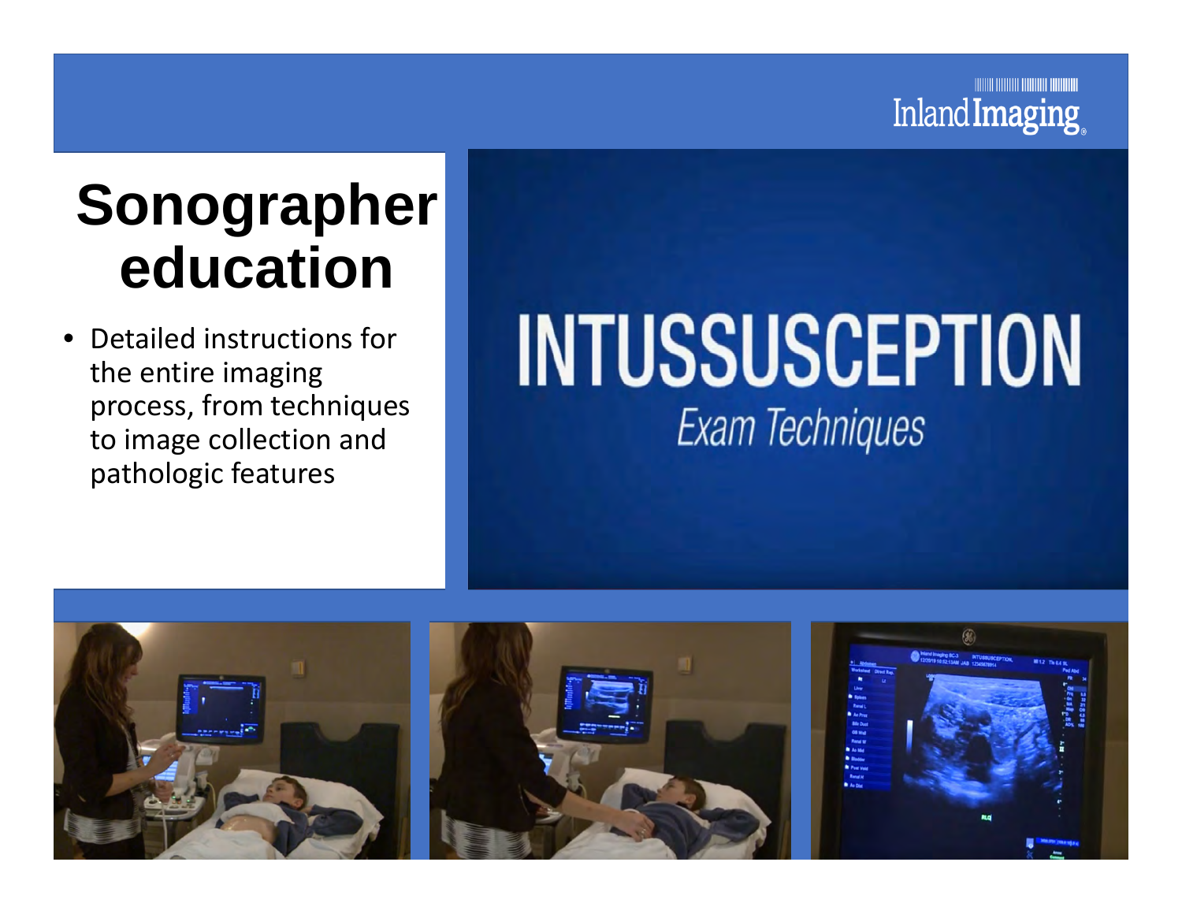# Sonographer education

- Detailed instructions for the entire imaging process, from techniques to image collection and pathologic features

INTUSSUSCEPTION

*Exam Techniques*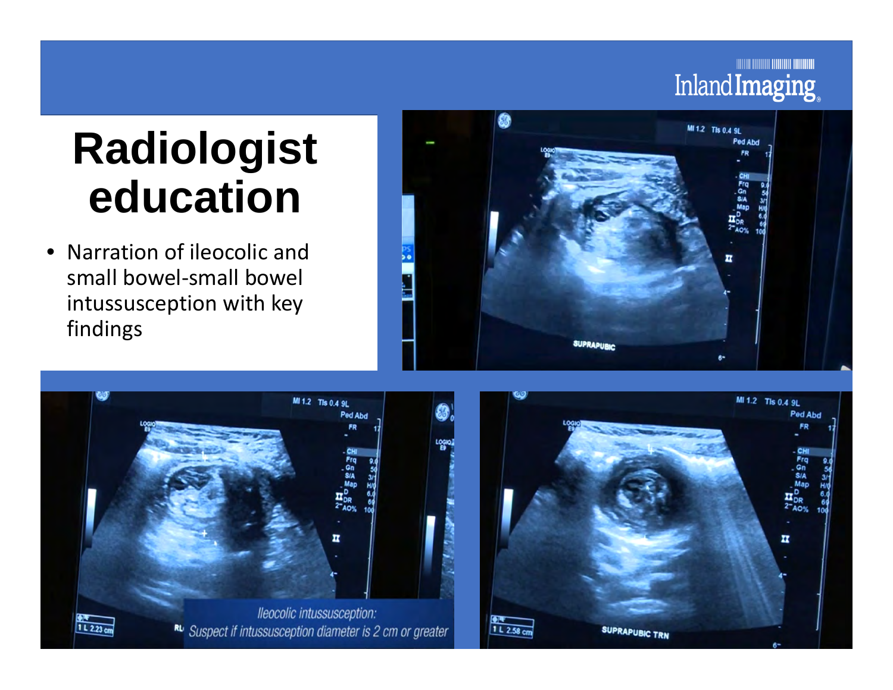# Radiologist education

- Narration of ileocolic and small bowel-small bowel intussusception with key findings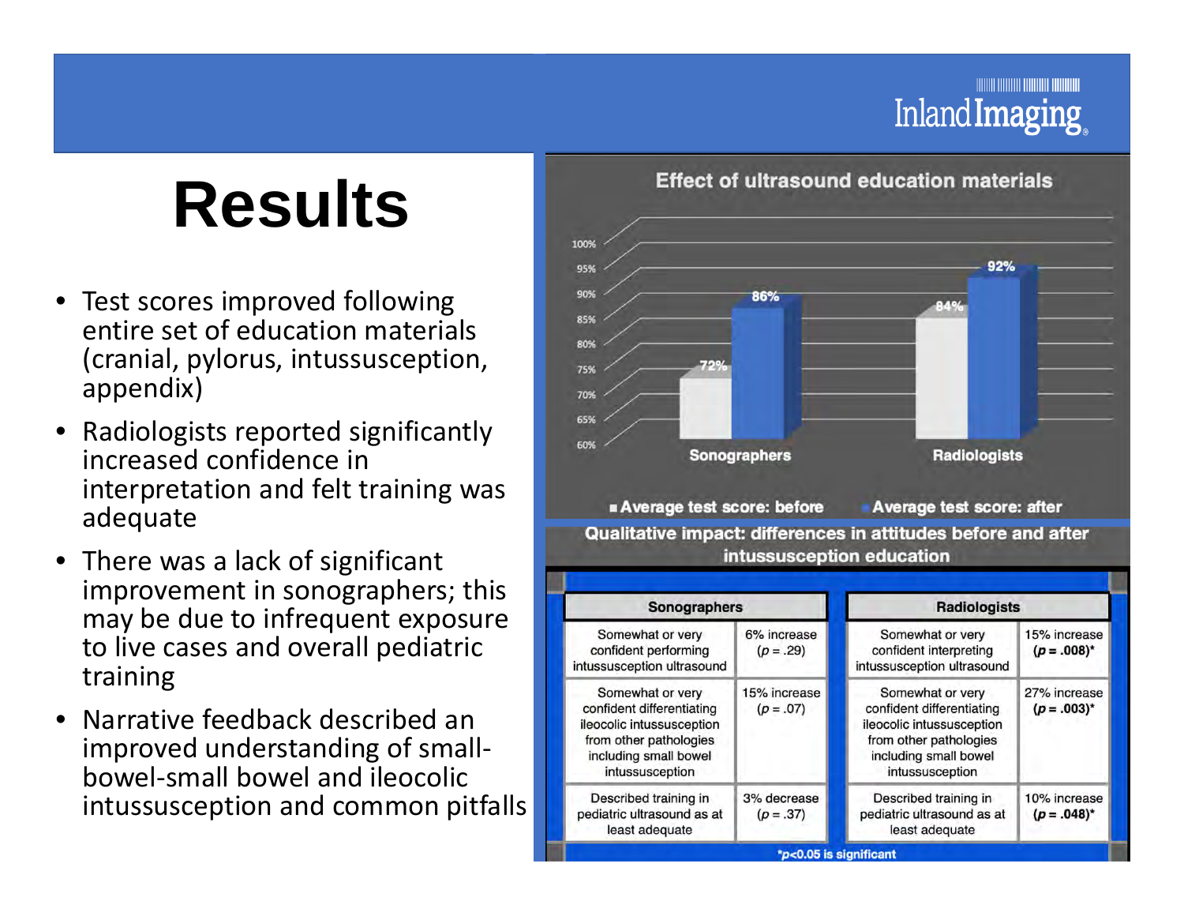# Results

- Test scores improved following entire set of education materials (cranial, pylorus, intussusception, appendix)
- Radiologists reported significantly increased confidence in interpretation and felt training was adequate
- There was a lack of significant improvement in sonographers; this may be due to infrequent exposure to live cases and overall pediatric training
- Narrative feedback described an improved understanding of small-bowel-small bowel and ileocolic intussusception and common pitfalls

**Effect of ultrasound education materials**

100%
95%
90%
85%
80%
75%
70%
65%
60%

Sonographers: 72%, 86%
Radiologists: 84%, 92%

Average test score: before
Average test score: after

**Qualitative impact: differences in attitudes before and after intussusception education**

| Sonographers | | Radiologists | |
|---|---|---|---|
| Somewhat or very confident performing intussusception ultrasound | 6% increase ($p = .29$) | Somewhat or very confident interpreting intussusception ultrasound | 15% increase (**$p = .008$)*** |
| Somewhat or very confident differentiating ileocolic intussusception from other pathologies including small bowel intussusception | 15% increase ($p = .07$) | Somewhat or very confident differentiating ileocolic intussusception from other pathologies including small bowel intussusception | 27% increase (**$p = .003$)*** |
| Described training in pediatric ultrasound as at least adequate | 3% decrease ($p = .37$) | Described training in pediatric ultrasound as at least adequate | 10% increase (**$p = .048$)*** |

*$p<0.05$ is significant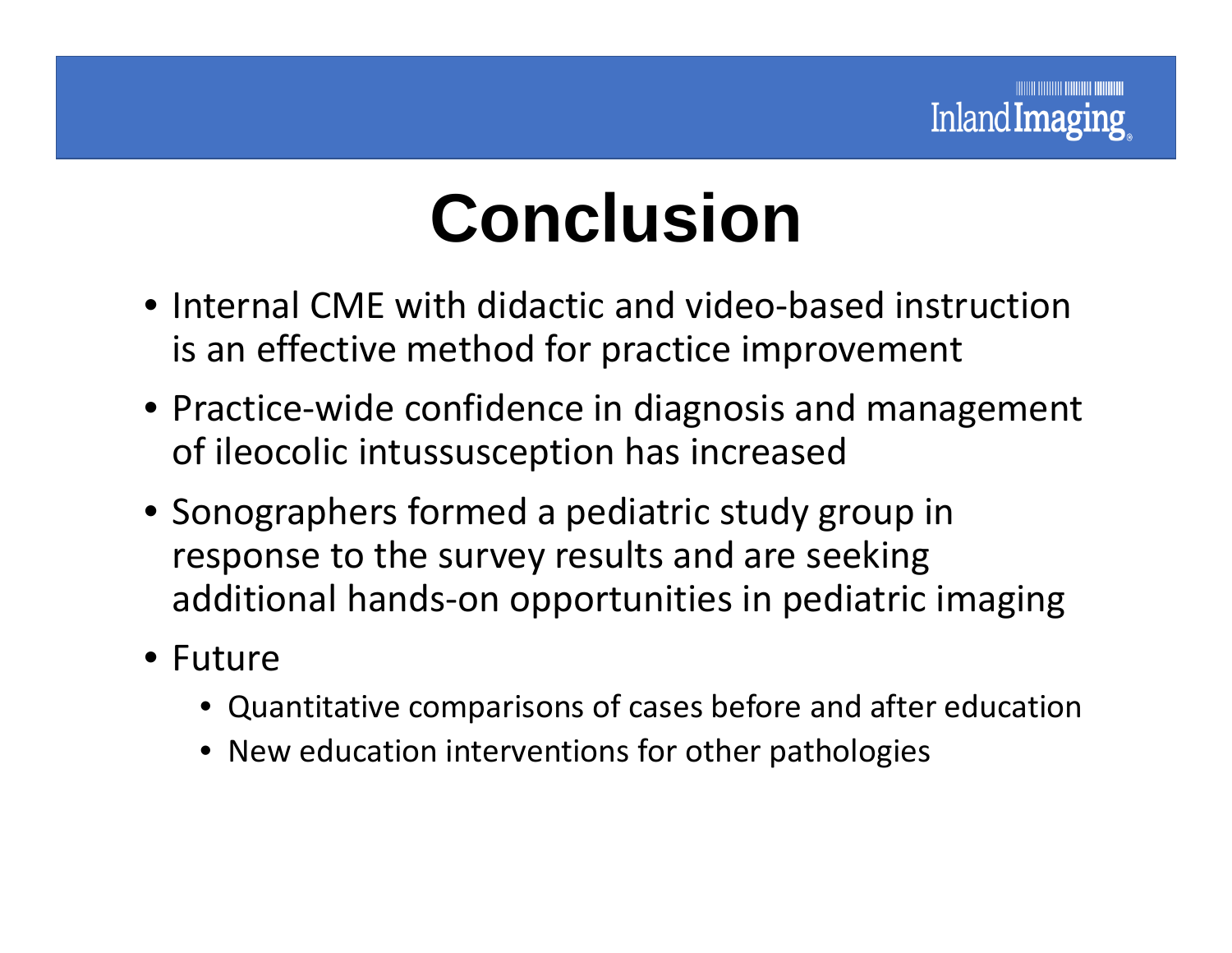# Conclusion

- Internal CME with didactic and video-based instruction is an effective method for practice improvement
- Practice-wide confidence in diagnosis and management of ileocolic intussusception has increased
- Sonographers formed a pediatric study group in response to the survey results and are seeking additional hands-on opportunities in pediatric imaging
- Future
  - Quantitative comparisons of cases before and after education
  - New education interventions for other pathologies